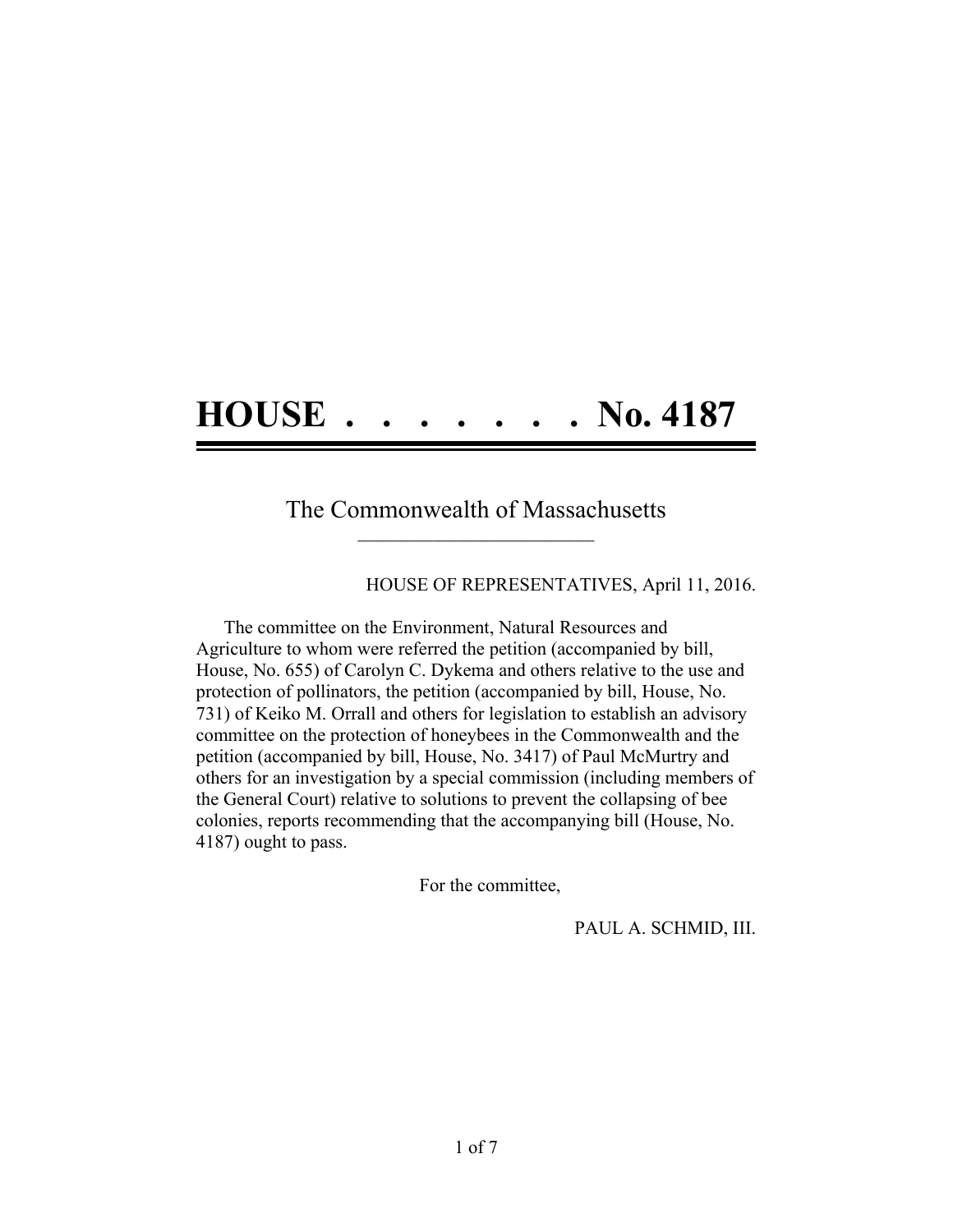# HOUSE . . . . . . . . No. 4187

The Commonwealth of Massachusetts

---

HOUSE OF REPRESENTATIVES, April 11, 2016.

The committee on the Environment, Natural Resources and Agriculture to whom were referred the petition (accompanied by bill, House, No. 655) of Carolyn C. Dykema and others relative to the use and protection of pollinators, the petition (accompanied by bill, House, No. 731) of Keiko M. Orrall and others for legislation to establish an advisory committee on the protection of honeybees in the Commonwealth and the petition (accompanied by bill, House, No. 3417) of Paul McMurtry and others for an investigation by a special commission (including members of the General Court) relative to solutions to prevent the collapsing of bee colonies, reports recommending that the accompanying bill (House, No. 4187) ought to pass.

For the committee,

PAUL A. SCHMID, III.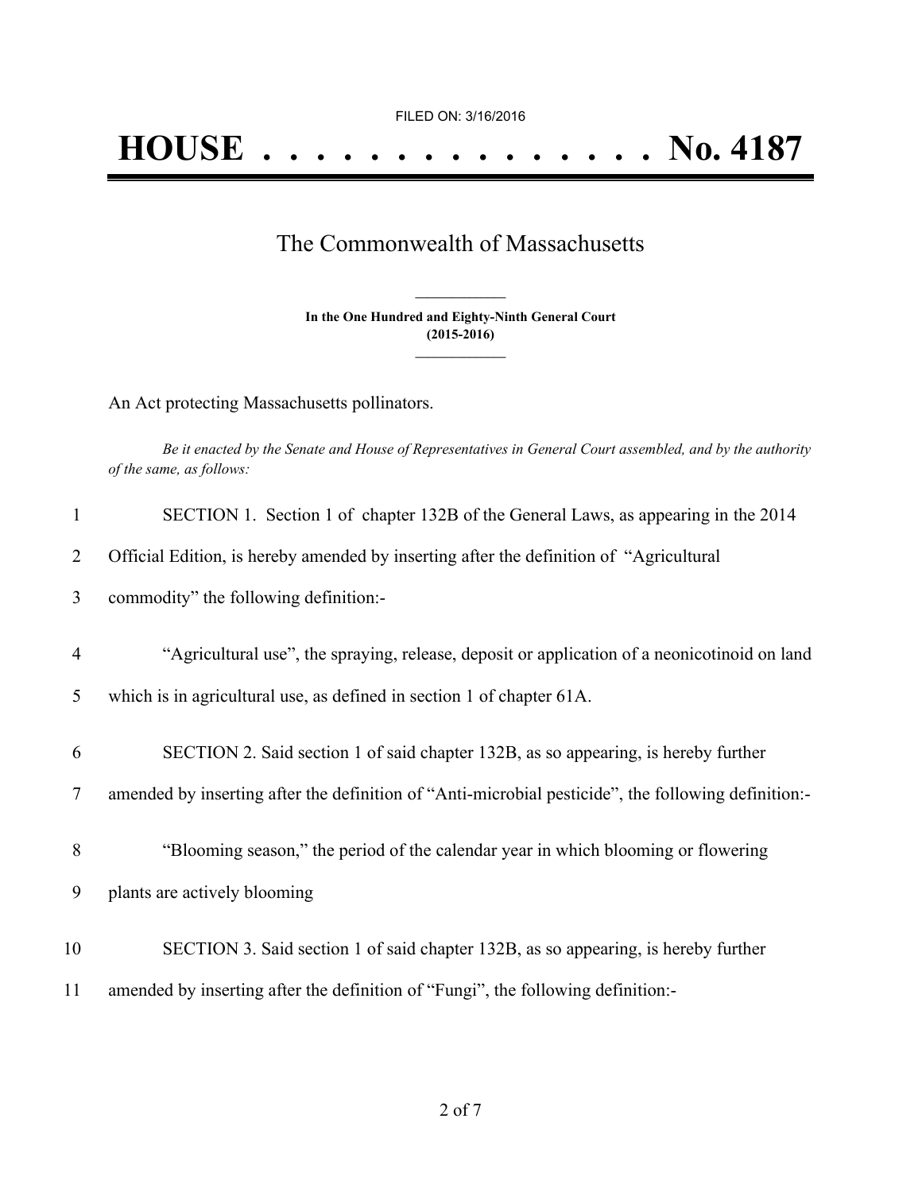FILED ON: 3/16/2016

# HOUSE . . . . . . . . . . . . . . . No. 4187

## The Commonwealth of Massachusetts

**In the One Hundred and Eighty-Ninth General Court**
**(2015-2016)**

An Act protecting Massachusetts pollinators.

*Be it enacted by the Senate and House of Representatives in General Court assembled, and by the authority of the same, as follows:*

1 SECTION 1. Section 1 of chapter 132B of the General Laws, as appearing in the 2014
2 Official Edition, is hereby amended by inserting after the definition of "Agricultural
3 commodity" the following definition:-

4 "Agricultural use", the spraying, release, deposit or application of a neonicotinoid on land
5 which is in agricultural use, as defined in section 1 of chapter 61A.

6 SECTION 2. Said section 1 of said chapter 132B, as so appearing, is hereby further
7 amended by inserting after the definition of "Anti-microbial pesticide", the following definition:-

8 "Blooming season," the period of the calendar year in which blooming or flowering
9 plants are actively blooming

10 SECTION 3. Said section 1 of said chapter 132B, as so appearing, is hereby further
11 amended by inserting after the definition of "Fungi", the following definition:-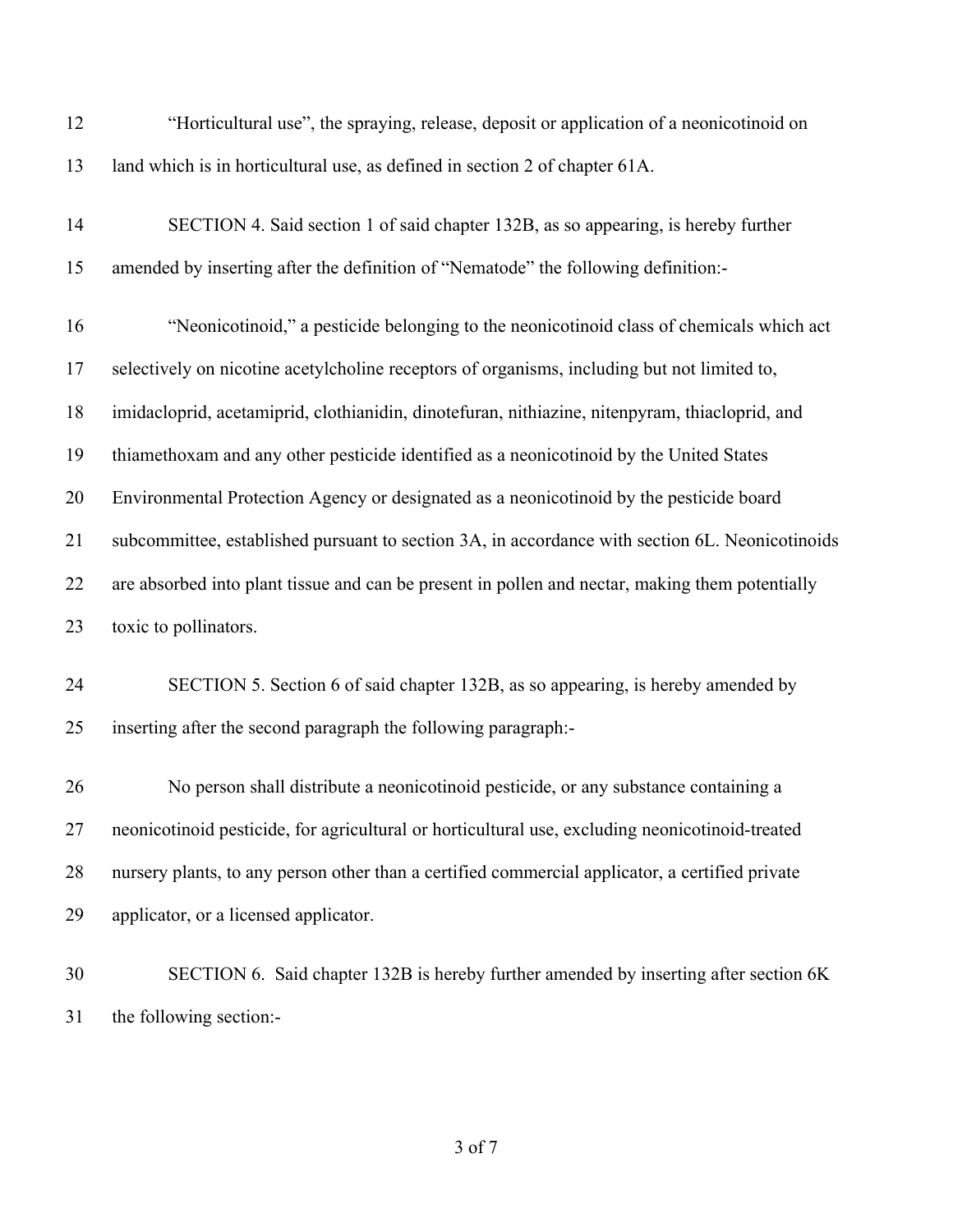"Horticultural use", the spraying, release, deposit or application of a neonicotinoid on land which is in horticultural use, as defined in section 2 of chapter 61A.

SECTION 4. Said section 1 of said chapter 132B, as so appearing, is hereby further amended by inserting after the definition of "Nematode" the following definition:-

"Neonicotinoid," a pesticide belonging to the neonicotinoid class of chemicals which act selectively on nicotine acetylcholine receptors of organisms, including but not limited to, imidacloprid, acetamiprid, clothianidin, dinotefuran, nithiazine, nitenpyram, thiacloprid, and thiamethoxam and any other pesticide identified as a neonicotinoid by the United States Environmental Protection Agency or designated as a neonicotinoid by the pesticide board subcommittee, established pursuant to section 3A, in accordance with section 6L. Neonicotinoids are absorbed into plant tissue and can be present in pollen and nectar, making them potentially toxic to pollinators.

SECTION 5. Section 6 of said chapter 132B, as so appearing, is hereby amended by inserting after the second paragraph the following paragraph:-

No person shall distribute a neonicotinoid pesticide, or any substance containing a neonicotinoid pesticide, for agricultural or horticultural use, excluding neonicotinoid-treated nursery plants, to any person other than a certified commercial applicator, a certified private applicator, or a licensed applicator.

SECTION 6. Said chapter 132B is hereby further amended by inserting after section 6K the following section:-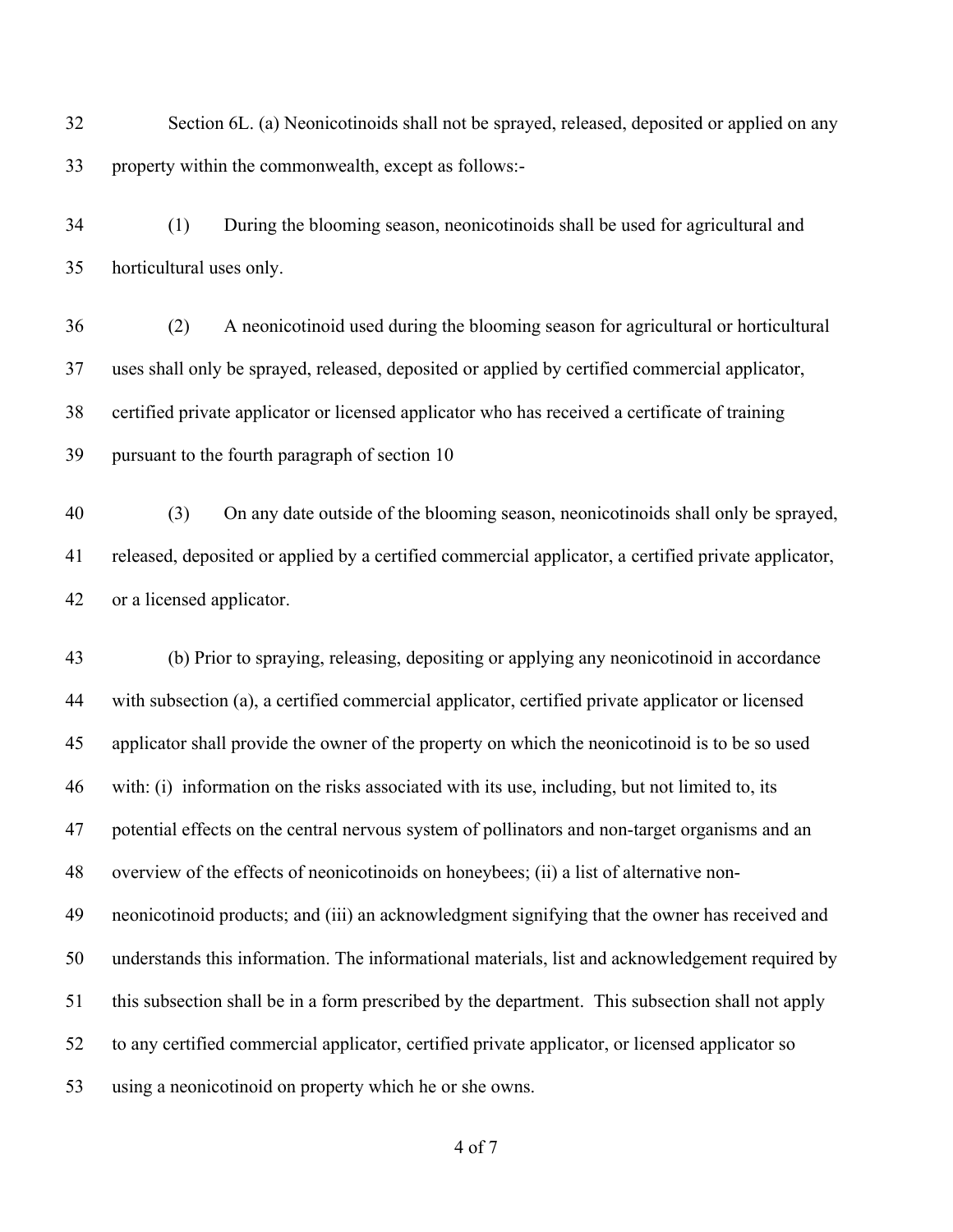Section 6L. (a) Neonicotinoids shall not be sprayed, released, deposited or applied on any property within the commonwealth, except as follows:-

(1) During the blooming season, neonicotinoids shall be used for agricultural and horticultural uses only.

(2) A neonicotinoid used during the blooming season for agricultural or horticultural uses shall only be sprayed, released, deposited or applied by certified commercial applicator, certified private applicator or licensed applicator who has received a certificate of training pursuant to the fourth paragraph of section 10

(3) On any date outside of the blooming season, neonicotinoids shall only be sprayed, released, deposited or applied by a certified commercial applicator, a certified private applicator, or a licensed applicator.

(b) Prior to spraying, releasing, depositing or applying any neonicotinoid in accordance with subsection (a), a certified commercial applicator, certified private applicator or licensed applicator shall provide the owner of the property on which the neonicotinoid is to be so used with: (i) information on the risks associated with its use, including, but not limited to, its potential effects on the central nervous system of pollinators and non-target organisms and an overview of the effects of neonicotinoids on honeybees; (ii) a list of alternative non-neonicotinoid products; and (iii) an acknowledgment signifying that the owner has received and understands this information. The informational materials, list and acknowledgement required by this subsection shall be in a form prescribed by the department. This subsection shall not apply to any certified commercial applicator, certified private applicator, or licensed applicator so using a neonicotinoid on property which he or she owns.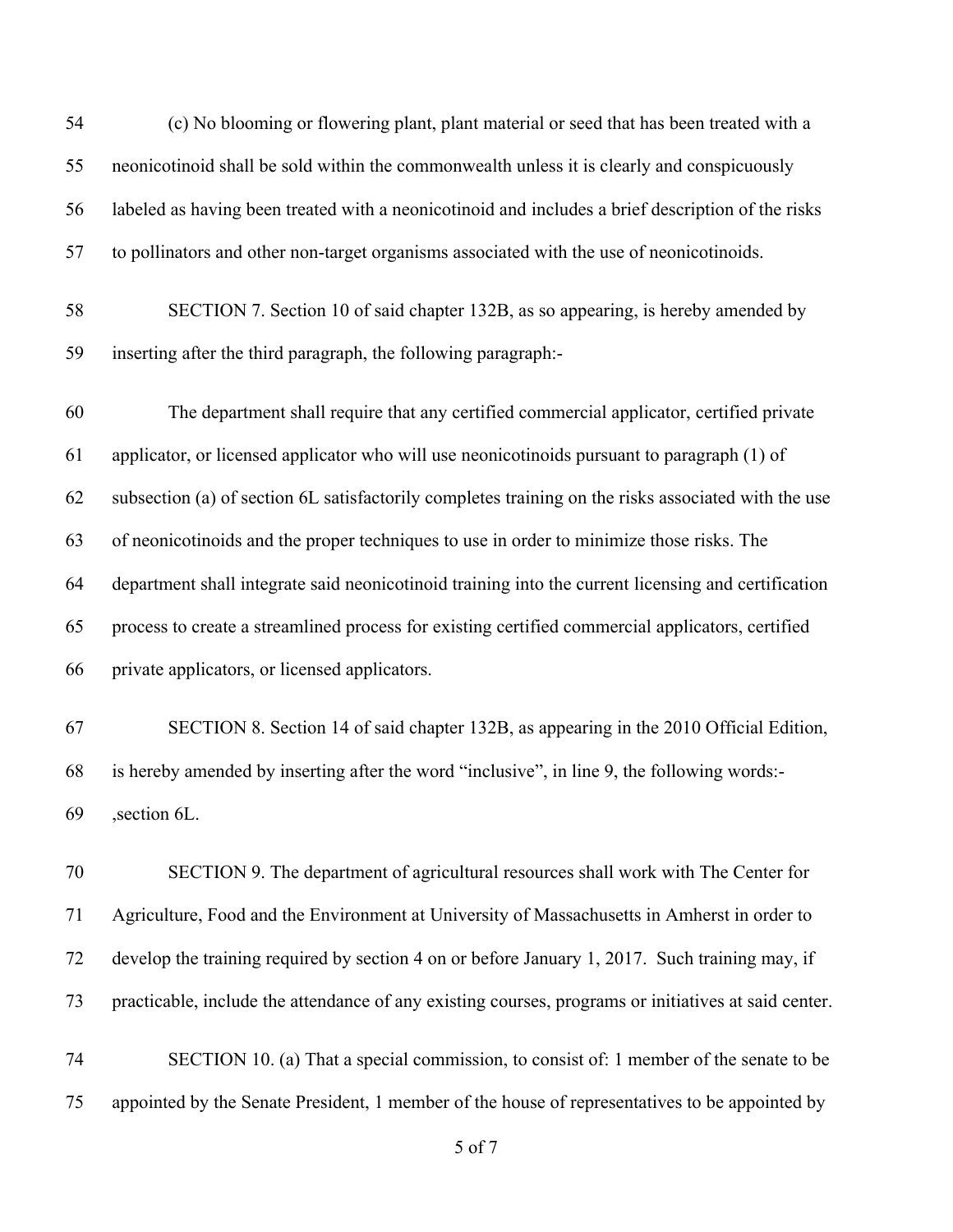(c) No blooming or flowering plant, plant material or seed that has been treated with a neonicotinoid shall be sold within the commonwealth unless it is clearly and conspicuously labeled as having been treated with a neonicotinoid and includes a brief description of the risks to pollinators and other non-target organisms associated with the use of neonicotinoids.

SECTION 7. Section 10 of said chapter 132B, as so appearing, is hereby amended by inserting after the third paragraph, the following paragraph:-

The department shall require that any certified commercial applicator, certified private applicator, or licensed applicator who will use neonicotinoids pursuant to paragraph (1) of subsection (a) of section 6L satisfactorily completes training on the risks associated with the use of neonicotinoids and the proper techniques to use in order to minimize those risks. The department shall integrate said neonicotinoid training into the current licensing and certification process to create a streamlined process for existing certified commercial applicators, certified private applicators, or licensed applicators.

SECTION 8. Section 14 of said chapter 132B, as appearing in the 2010 Official Edition, is hereby amended by inserting after the word "inclusive", in line 9, the following words:- ,section 6L.

SECTION 9. The department of agricultural resources shall work with The Center for Agriculture, Food and the Environment at University of Massachusetts in Amherst in order to develop the training required by section 4 on or before January 1, 2017. Such training may, if practicable, include the attendance of any existing courses, programs or initiatives at said center.

SECTION 10. (a) That a special commission, to consist of: 1 member of the senate to be appointed by the Senate President, 1 member of the house of representatives to be appointed by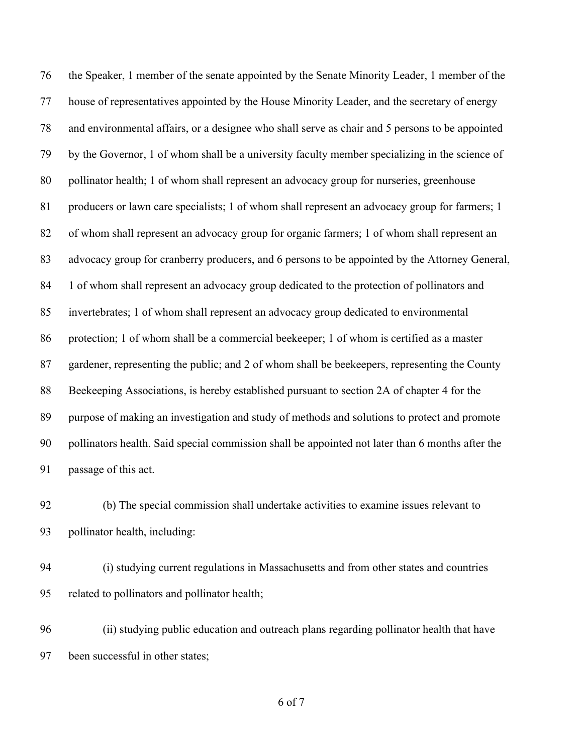the Speaker, 1 member of the senate appointed by the Senate Minority Leader, 1 member of the house of representatives appointed by the House Minority Leader, and the secretary of energy and environmental affairs, or a designee who shall serve as chair and 5 persons to be appointed by the Governor, 1 of whom shall be a university faculty member specializing in the science of pollinator health; 1 of whom shall represent an advocacy group for nurseries, greenhouse producers or lawn care specialists; 1 of whom shall represent an advocacy group for farmers; 1 of whom shall represent an advocacy group for organic farmers; 1 of whom shall represent an advocacy group for cranberry producers, and 6 persons to be appointed by the Attorney General, 1 of whom shall represent an advocacy group dedicated to the protection of pollinators and invertebrates; 1 of whom shall represent an advocacy group dedicated to environmental protection; 1 of whom shall be a commercial beekeeper; 1 of whom is certified as a master gardener, representing the public; and 2 of whom shall be beekeepers, representing the County Beekeeping Associations, is hereby established pursuant to section 2A of chapter 4 for the purpose of making an investigation and study of methods and solutions to protect and promote pollinators health. Said special commission shall be appointed not later than 6 months after the passage of this act.

(b) The special commission shall undertake activities to examine issues relevant to pollinator health, including:

(i) studying current regulations in Massachusetts and from other states and countries related to pollinators and pollinator health;

(ii) studying public education and outreach plans regarding pollinator health that have been successful in other states;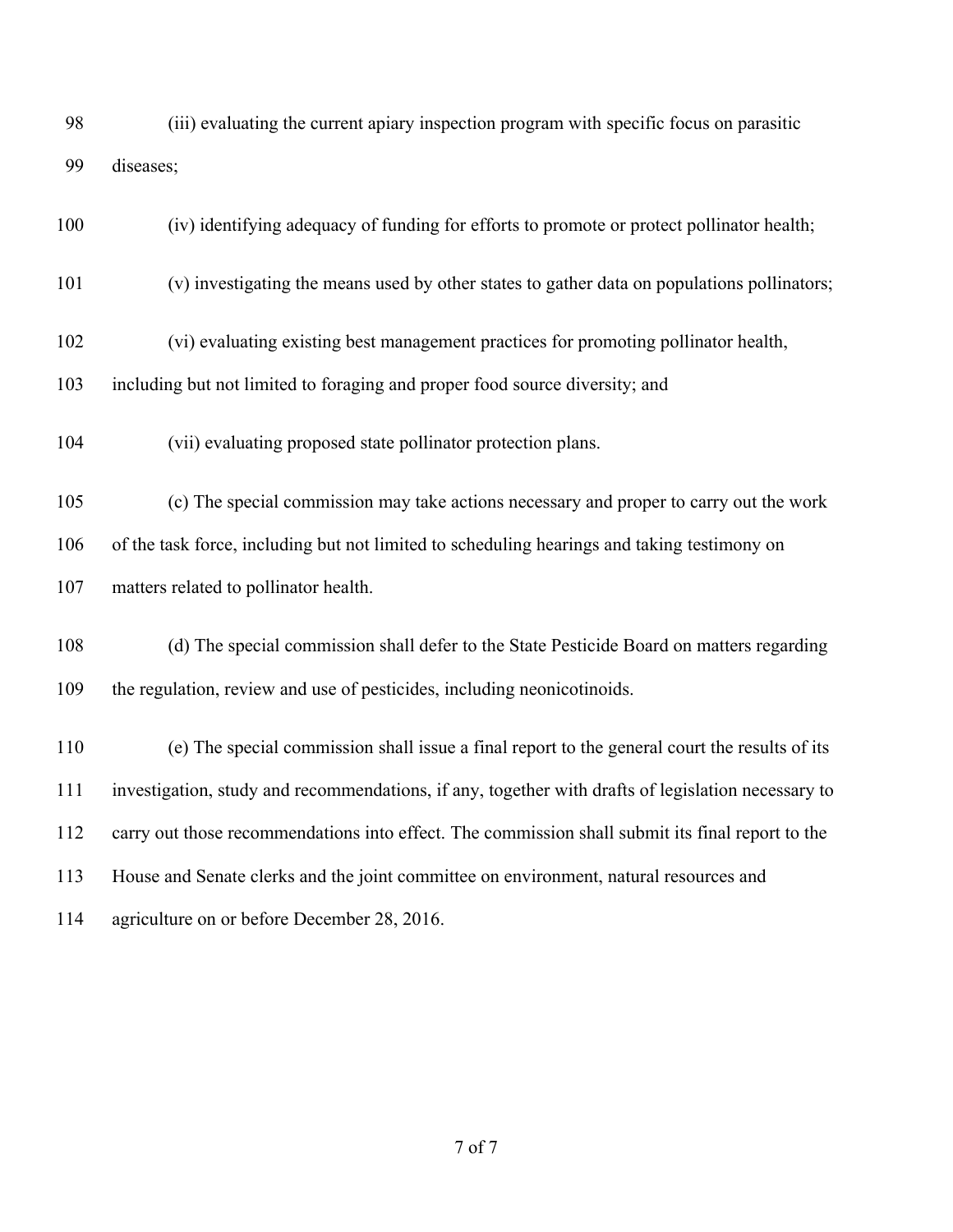(iii) evaluating the current apiary inspection program with specific focus on parasitic diseases;

(iv) identifying adequacy of funding for efforts to promote or protect pollinator health;

(v) investigating the means used by other states to gather data on populations pollinators;

(vi) evaluating existing best management practices for promoting pollinator health, including but not limited to foraging and proper food source diversity; and

(vii) evaluating proposed state pollinator protection plans.

(c) The special commission may take actions necessary and proper to carry out the work of the task force, including but not limited to scheduling hearings and taking testimony on matters related to pollinator health.

(d) The special commission shall defer to the State Pesticide Board on matters regarding the regulation, review and use of pesticides, including neonicotinoids.

(e) The special commission shall issue a final report to the general court the results of its investigation, study and recommendations, if any, together with drafts of legislation necessary to carry out those recommendations into effect. The commission shall submit its final report to the House and Senate clerks and the joint committee on environment, natural resources and agriculture on or before December 28, 2016.